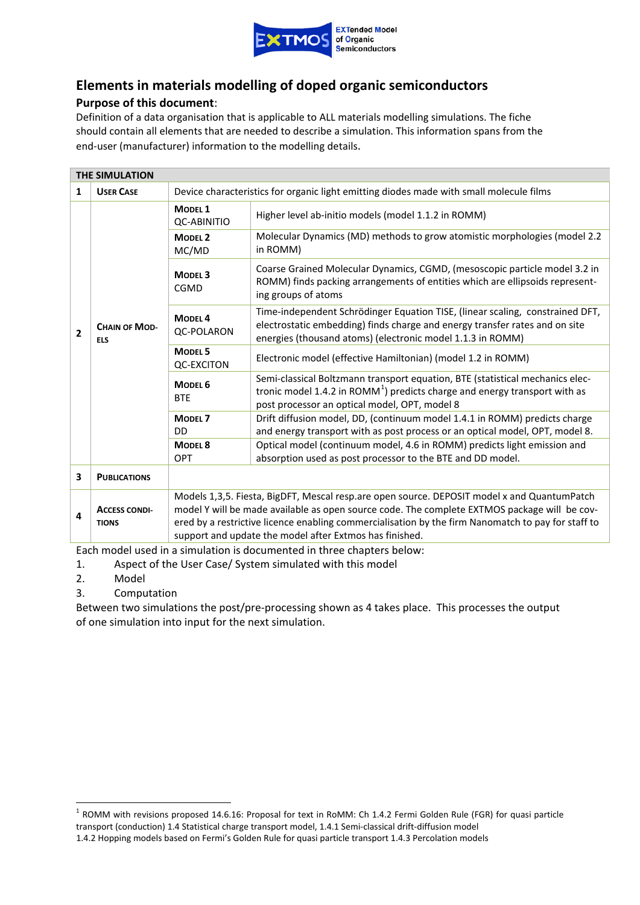EXTMOS — EXTended Model of Organic Semiconductors

# Elements in materials modelling of doped organic semiconductors

## Purpose of this document:

Definition of a data organisation that is applicable to ALL materials modelling simulations. The fiche should contain all elements that are needed to describe a simulation. This information spans from the end-user (manufacturer) information to the modelling details.

| THE SIMULATION | | | |
|---|---|---|---|
| 1 | **User Case** | Device characteristics for organic light emitting diodes made with small molecule films | |
| 2 | **Chain of Models** | **Model 1** QC-ABINITIO | Higher level ab-initio models (model 1.1.2 in ROMM) |
| | | **Model 2** MC/MD | Molecular Dynamics (MD) methods to grow atomistic morphologies (model 2.2 in ROMM) |
| | | **Model 3** CGMD | Coarse Grained Molecular Dynamics, CGMD, (mesoscopic particle model 3.2 in ROMM) finds packing arrangements of entities which are ellipsoids representing groups of atoms |
| | | **Model 4** QC-POLARON | Time-independent Schrödinger Equation TISE, (linear scaling, constrained DFT, electrostatic embedding) finds charge and energy transfer rates and on site energies (thousand atoms) (electronic model 1.1.3 in ROMM) |
| | | **Model 5** QC-EXCITON | Electronic model (effective Hamiltonian) (model 1.2 in ROMM) |
| | | **Model 6** BTE | Semi-classical Boltzmann transport equation, BTE (statistical mechanics electronic model 1.4.2 in ROMM[1]) predicts charge and energy transport with as post processor an optical model, OPT, model 8 |
| | | **Model 7** DD | Drift diffusion model, DD, (continuum model 1.4.1 in ROMM) predicts charge and energy transport with as post process or an optical model, OPT, model 8. |
| | | **Model 8** OPT | Optical model (continuum model, 4.6 in ROMM) predicts light emission and absorption used as post processor to the BTE and DD model. |
| 3 | **Publications** | | |
| 4 | **Access conditions** | Models 1,3,5. Fiesta, BigDFT, Mescal resp.are open source. DEPOSIT model x and QuantumPatch model Y will be made available as open source code. The complete EXTMOS package will be covered by a restrictive licence enabling commercialisation by the firm Nanomatch to pay for staff to support and update the model after Extmos has finished. | |

Each model used in a simulation is documented in three chapters below:

1. Aspect of the User Case/ System simulated with this model
2. Model
3. Computation

Between two simulations the post/pre-processing shown as 4 takes place. This processes the output of one simulation into input for the next simulation.

---

[1] ROMM with revisions proposed 14.6.16: Proposal for text in RoMM: Ch 1.4.2 Fermi Golden Rule (FGR) for quasi particle transport (conduction) 1.4 Statistical charge transport model, 1.4.1 Semi-classical drift-diffusion model 1.4.2 Hopping models based on Fermi's Golden Rule for quasi particle transport 1.4.3 Percolation models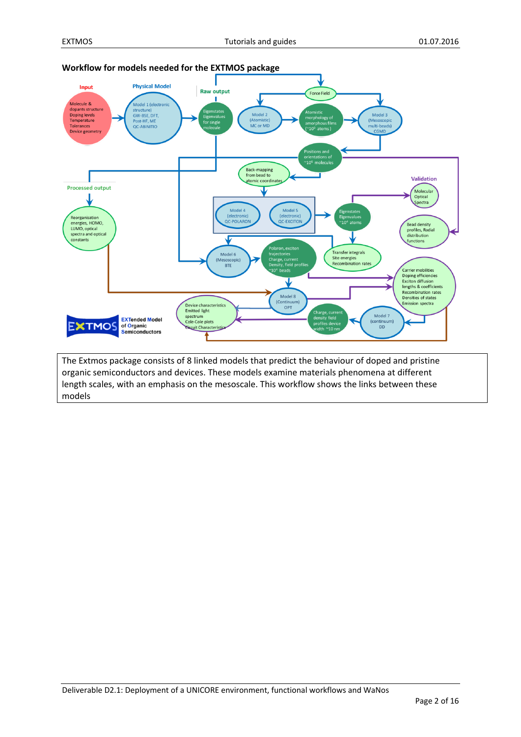## Workflow for models needed for the EXTMOS package

The Extmos package consists of 8 linked models that predict the behaviour of doped and pristine organic semiconductors and devices. These models examine materials phenomena at different length scales, with an emphasis on the mesoscale. This workflow shows the links between these models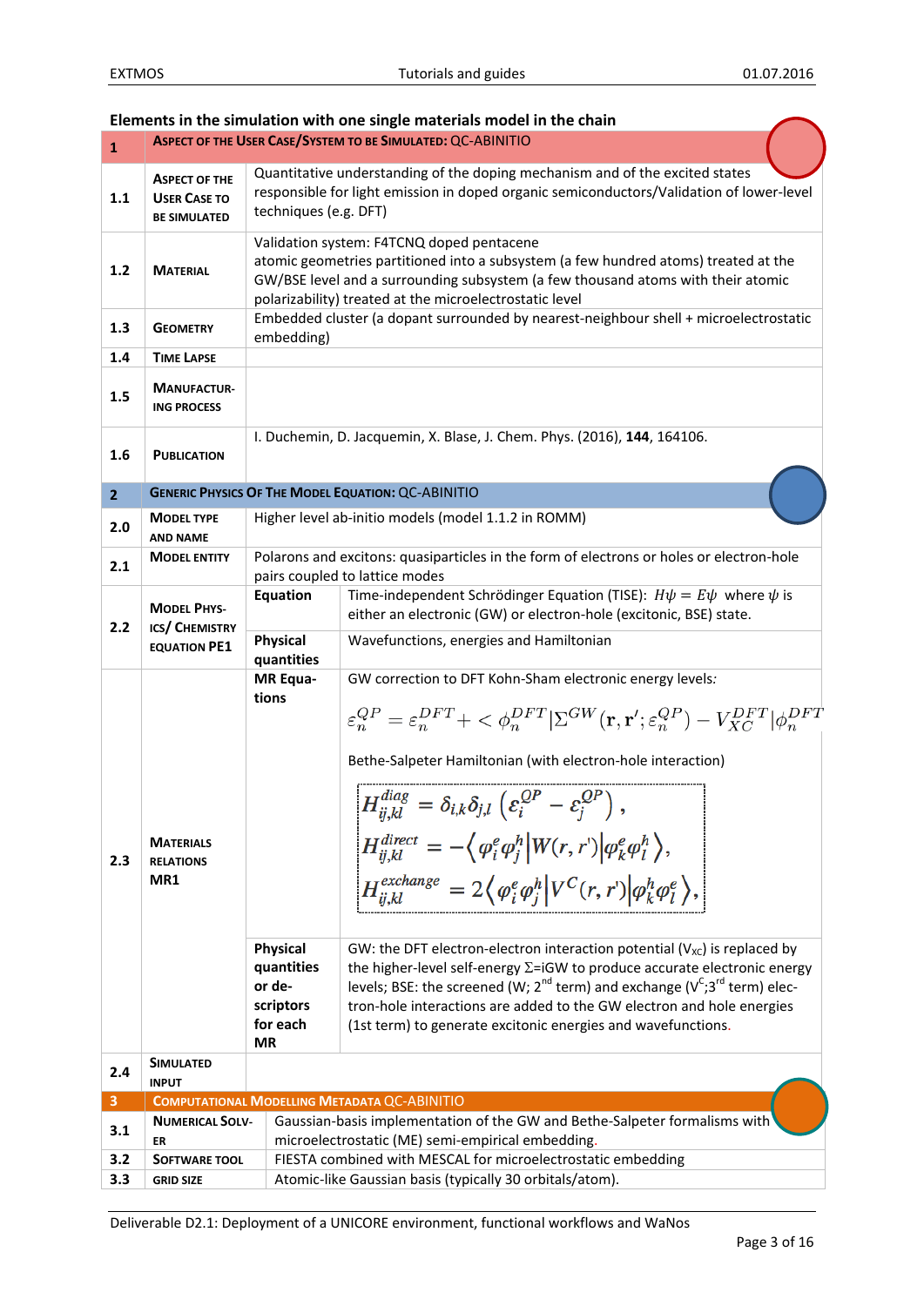## Elements in the simulation with one single materials model in the chain

| | | | |
|---|---|---|---|
| **1** | **ASPECT OF THE USER CASE/SYSTEM TO BE SIMULATED:** QC-ABINITIO | | |
| 1.1 | **ASPECT OF THE USER CASE TO BE SIMULATED** | Quantitative understanding of the doping mechanism and of the excited states responsible for light emission in doped organic semiconductors/Validation of lower-level techniques (e.g. DFT) | |
| 1.2 | **MATERIAL** | Validation system: F4TCNQ doped pentacene<br>atomic geometries partitioned into a subsystem (a few hundred atoms) treated at the GW/BSE level and a surrounding subsystem (a few thousand atoms with their atomic polarizability) treated at the microelectrostatic level | |
| 1.3 | **GEOMETRY** | Embedded cluster (a dopant surrounded by nearest-neighbour shell + microelectrostatic embedding) | |
| 1.4 | **TIME LAPSE** | | |
| 1.5 | **MANUFACTURING PROCESS** | | |
| 1.6 | **PUBLICATION** | I. Duchemin, D. Jacquemin, X. Blase, J. Chem. Phys. (2016), **144**, 164106. | |
| **2** | **GENERIC PHYSICS OF THE MODEL EQUATION:** QC-ABINITIO | | |
| 2.0 | **MODEL TYPE AND NAME** | Higher level ab-initio models (model 1.1.2 in ROMM) | |
| 2.1 | **MODEL ENTITY** | Polarons and excitons: quasiparticles in the form of electrons or holes or electron-hole pairs coupled to lattice modes | |
| 2.2 | **MODEL PHYSICS/ CHEMISTRY EQUATION PE1** | **Equation** | Time-independent Schrödinger Equation (TISE): $H\psi = E\psi$ where $\psi$ is either an electronic (GW) or electron-hole (excitonic, BSE) state. |
| | | **Physical quantities** | Wavefunctions, energies and Hamiltonian |
| 2.3 | **MATERIALS RELATIONS MR1** | **MR Equations** | GW correction to DFT Kohn-Sham electronic energy levels: $\varepsilon_n^{QP} = \varepsilon_n^{DFT} + < \phi_n^{DFT} \vert \Sigma^{GW}(\mathbf{r},\mathbf{r}';\varepsilon_n^{QP}) - V_{XC}^{DFT} \vert \phi_n^{DFT}$<br><br>Bethe-Salpeter Hamiltonian (with electron-hole interaction)<br>$H_{ij,kl}^{diag} = \delta_{i,k}\delta_{j,l}\left(\varepsilon_i^{QP} - \varepsilon_j^{QP}\right),$<br>$H_{ij,kl}^{direct} = -\left\langle \varphi_i^e \varphi_j^h \middle\vert W(r,r') \middle\vert \varphi_k^e \varphi_l^h \right\rangle,$<br>$H_{ij,kl}^{exchange} = 2\left\langle \varphi_i^e \varphi_j^h \middle\vert V^C(r,r') \middle\vert \varphi_k^h \varphi_l^e \right\rangle,$ |
| | | **Physical quantities or descriptors for each MR** | GW: the DFT electron-electron interaction potential ($V_{XC}$) is replaced by the higher-level self-energy Σ=iGW to produce accurate electronic energy levels; BSE: the screened (W; 2nd term) and exchange ($V^C$;3rd term) electron-hole interactions are added to the GW electron and hole energies (1st term) to generate excitonic energies and wavefunctions. |
| 2.4 | **SIMULATED INPUT** | | |
| **3** | **COMPUTATIONAL MODELLING METADATA** QC-ABINITIO | | |
| 3.1 | **NUMERICAL SOLVER** | Gaussian-basis implementation of the GW and Bethe-Salpeter formalisms with microelectrostatic (ME) semi-empirical embedding. | |
| 3.2 | **SOFTWARE TOOL** | FIESTA combined with MESCAL for microelectrostatic embedding | |
| 3.3 | **GRID SIZE** | Atomic-like Gaussian basis (typically 30 orbitals/atom). | |

Deliverable D2.1: Deployment of a UNICORE environment, functional workflows and WaNos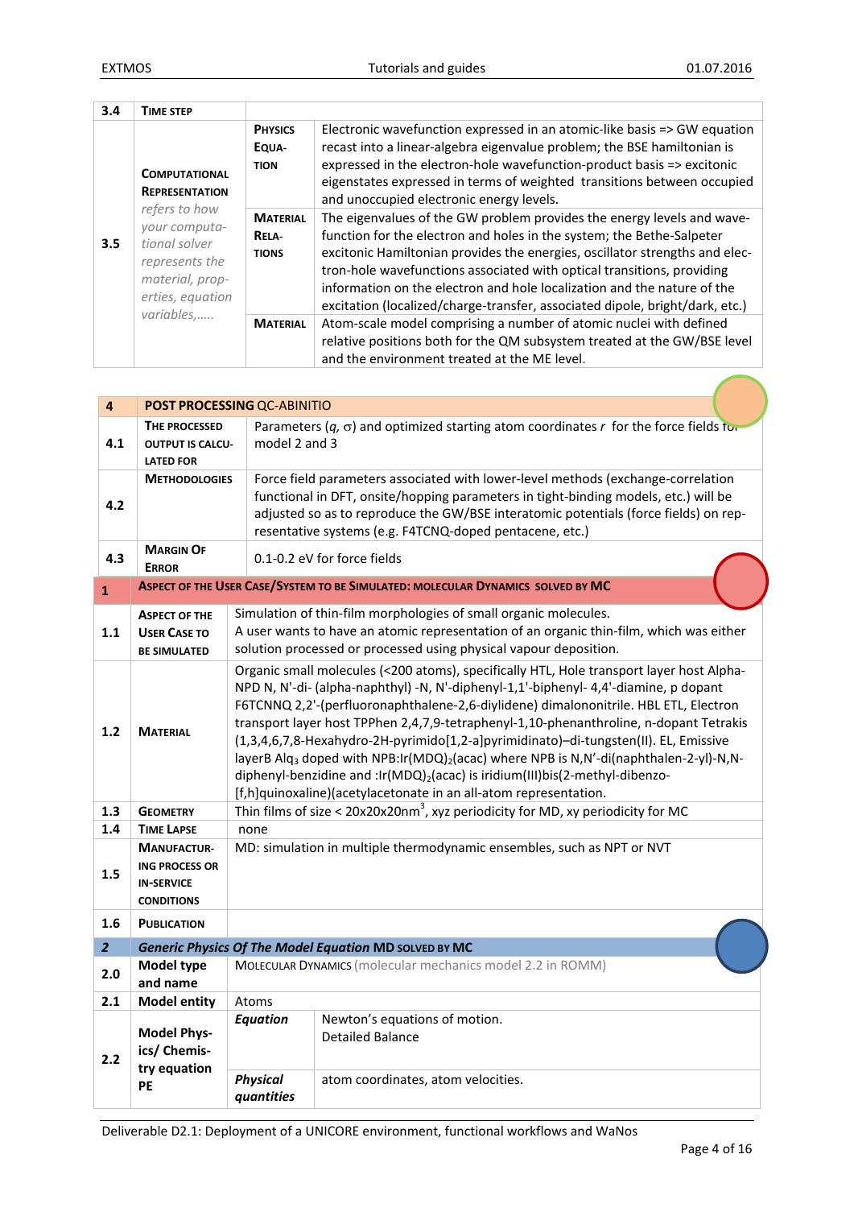| 3.4 | TIME STEP | | |
|---|---|---|---|
| 3.5 | **COMPUTATIONAL REPRESENTATION** *refers to how your computational solver represents the material, properties, equation variables,…..* | **PHYSICS EQUATION** | Electronic wavefunction expressed in an atomic-like basis => GW equation recast into a linear-algebra eigenvalue problem; the BSE hamiltonian is expressed in the electron-hole wavefunction-product basis => excitonic eigenstates expressed in terms of weighted transitions between occupied and unoccupied electronic energy levels. |
| | | **MATERIAL RELATIONS** | The eigenvalues of the GW problem provides the energy levels and wavefunction for the electron and holes in the system; the Bethe-Salpeter excitonic Hamiltonian provides the energies, oscillator strengths and electron-hole wavefunctions associated with optical transitions, providing information on the electron and hole localization and the nature of the excitation (localized/charge-transfer, associated dipole, bright/dark, etc.) |
| | | **MATERIAL** | Atom-scale model comprising a number of atomic nuclei with defined relative positions both for the QM subsystem treated at the GW/BSE level and the environment treated at the ME level. |

| 4 | **POST PROCESSING** QC-ABINITIO |
|---|---|
| 4.1 | **THE PROCESSED OUTPUT IS CALCULATED FOR** | Parameters ($q$, $\sigma$) and optimized starting atom coordinates $r$ for the force fields for model 2 and 3 |
| 4.2 | **METHODOLOGIES** | Force field parameters associated with lower-level methods (exchange-correlation functional in DFT, onsite/hopping parameters in tight-binding models, etc.) will be adjusted so as to reproduce the GW/BSE interatomic potentials (force fields) on representative systems (e.g. F4TCNQ-doped pentacene, etc.) |
| 4.3 | **MARGIN OF ERROR** | 0.1-0.2 eV for force fields |

| 1 | **ASPECT OF THE USER CASE/SYSTEM TO BE SIMULATED: MOLECULAR DYNAMICS SOLVED BY MC** |
|---|---|
| 1.1 | **ASPECT OF THE USER CASE TO BE SIMULATED** | Simulation of thin-film morphologies of small organic molecules. A user wants to have an atomic representation of an organic thin-film, which was either solution processed or processed using physical vapour deposition. |
| 1.2 | **MATERIAL** | Organic small molecules (<200 atoms), specifically HTL, Hole transport layer host Alpha-NPD N, N'-di- (alpha-naphthyl) -N, N'-diphenyl-1,1'-biphenyl- 4,4'-diamine, p dopant F6TCNNQ 2,2'-(perfluoronaphthalene-2,6-diylidene) dimalononitrile. HBL ETL, Electron transport layer host TPPhen 2,4,7,9-tetraphenyl-1,10-phenanthroline, n-dopant Tetrakis (1,3,4,6,7,8-Hexahydro-2H-pyrimido[1,2-a]pyrimidinato)–di-tungsten(II). EL, Emissive layerB $Alq_3$ doped with NPB:$Ir(MDQ)_2$(acac) where NPB is N,N'-di(naphthalen-2-yl)-N,N-diphenyl-benzidine and :$Ir(MDQ)_2$(acac) is iridium(III)bis(2-methyl-dibenzo-[f,h]quinoxaline)(acetylacetonate in an all-atom representation. |
| 1.3 | **GEOMETRY** | Thin films of size < 20x20x20nm$^3$, xyz periodicity for MD, xy periodicity for MC |
| 1.4 | **TIME LAPSE** | none |
| 1.5 | **MANUFACTURING PROCESS OR IN-SERVICE CONDITIONS** | MD: simulation in multiple thermodynamic ensembles, such as NPT or NVT |
| 1.6 | **PUBLICATION** | |

| 2 | ***Generic Physics Of The Model Equation* MD SOLVED BY MC** | | |
|---|---|---|---|
| 2.0 | **Model type and name** | MOLECULAR DYNAMICS (molecular mechanics model 2.2 in ROMM) | |
| 2.1 | **Model entity** | Atoms | |
| 2.2 | **Model Physics/ Chemistry equation PE** | ***Equation*** | Newton's equations of motion. Detailed Balance |
| | | ***Physical quantities*** | atom coordinates, atom velocities. |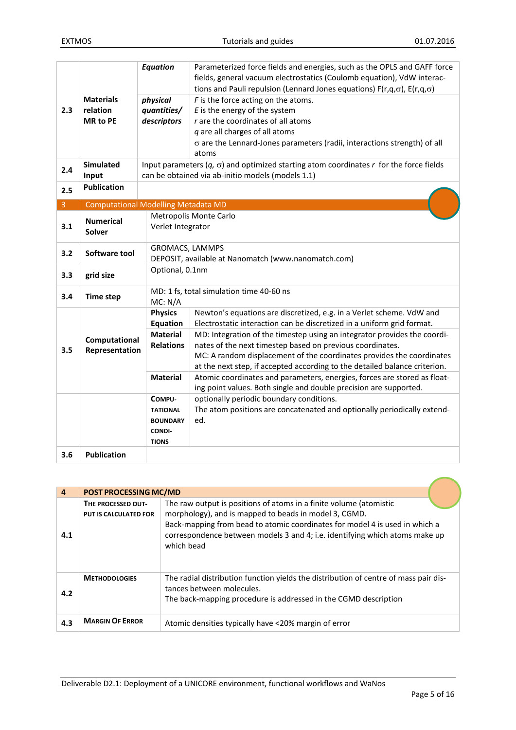| | | | |
|---|---|---|---|
| 2.3 | **Materials relation MR to PE** | ***Equation*** | Parameterized force fields and energies, such as the OPLS and GAFF force fields, general vacuum electrostatics (Coulomb equation), VdW interactions and Pauli repulsion (Lennard Jones equations) $F(r,q,\sigma)$, $E(r,q,\sigma)$ |
| | | ***physical quantities/ descriptors*** | $F$ is the force acting on the atoms.<br>$E$ is the energy of the system<br>$r$ are the coordinates of all atoms<br>$q$ are all charges of all atoms<br>$\sigma$ are the Lennard-Jones parameters (radii, interactions strength) of all atoms |
| 2.4 | **Simulated Input** | Input parameters ($q$, $\sigma$) and optimized starting atom coordinates $r$ for the force fields can be obtained via ab-initio models (models 1.1) | |
| 2.5 | **Publication** | | |

| 3 | Computational Modelling Metadata MD | | |
|---|---|---|---|
| 3.1 | **Numerical Solver** | Metropolis Monte Carlo<br>Verlet Integrator | |
| 3.2 | **Software tool** | GROMACS, LAMMPS<br>DEPOSIT, available at Nanomatch (www.nanomatch.com) | |
| 3.3 | **grid size** | Optional, 0.1nm | |
| 3.4 | **Time step** | MD: 1 fs, total simulation time 40-60 ns<br>MC: N/A | |
| 3.5 | **Computational Representation** | **Physics Equation** | Newton's equations are discretized, e.g. in a Verlet scheme. VdW and Electrostatic interaction can be discretized in a uniform grid format. |
| | | **Material Relations** | MD: Integration of the timestep using an integrator provides the coordinates of the next timestep based on previous coordinates.<br>MC: A random displacement of the coordinates provides the coordinates at the next step, if accepted according to the detailed balance criterion. |
| | | **Material** | Atomic coordinates and parameters, energies, forces are stored as floating point values. Both single and double precision are supported. |
| | | **COMPUTATIONAL BOUNDARY CONDITIONS** | optionally periodic boundary conditions.<br>The atom positions are concatenated and optionally periodically extended. |
| 3.6 | **Publication** | | |

| 4 | POST PROCESSING MC/MD | |
|---|---|---|
| 4.1 | **THE PROCESSED OUTPUT IS CALCULATED FOR** | The raw output is positions of atoms in a finite volume (atomistic morphology), and is mapped to beads in model 3, CGMD.<br>Back-mapping from bead to atomic coordinates for model 4 is used in which a correspondence between models 3 and 4; i.e. identifying which atoms make up which bead |
| 4.2 | **METHODOLOGIES** | The radial distribution function yields the distribution of centre of mass pair distances between molecules.<br>The back-mapping procedure is addressed in the CGMD description |
| 4.3 | **MARGIN OF ERROR** | Atomic densities typically have <20% margin of error |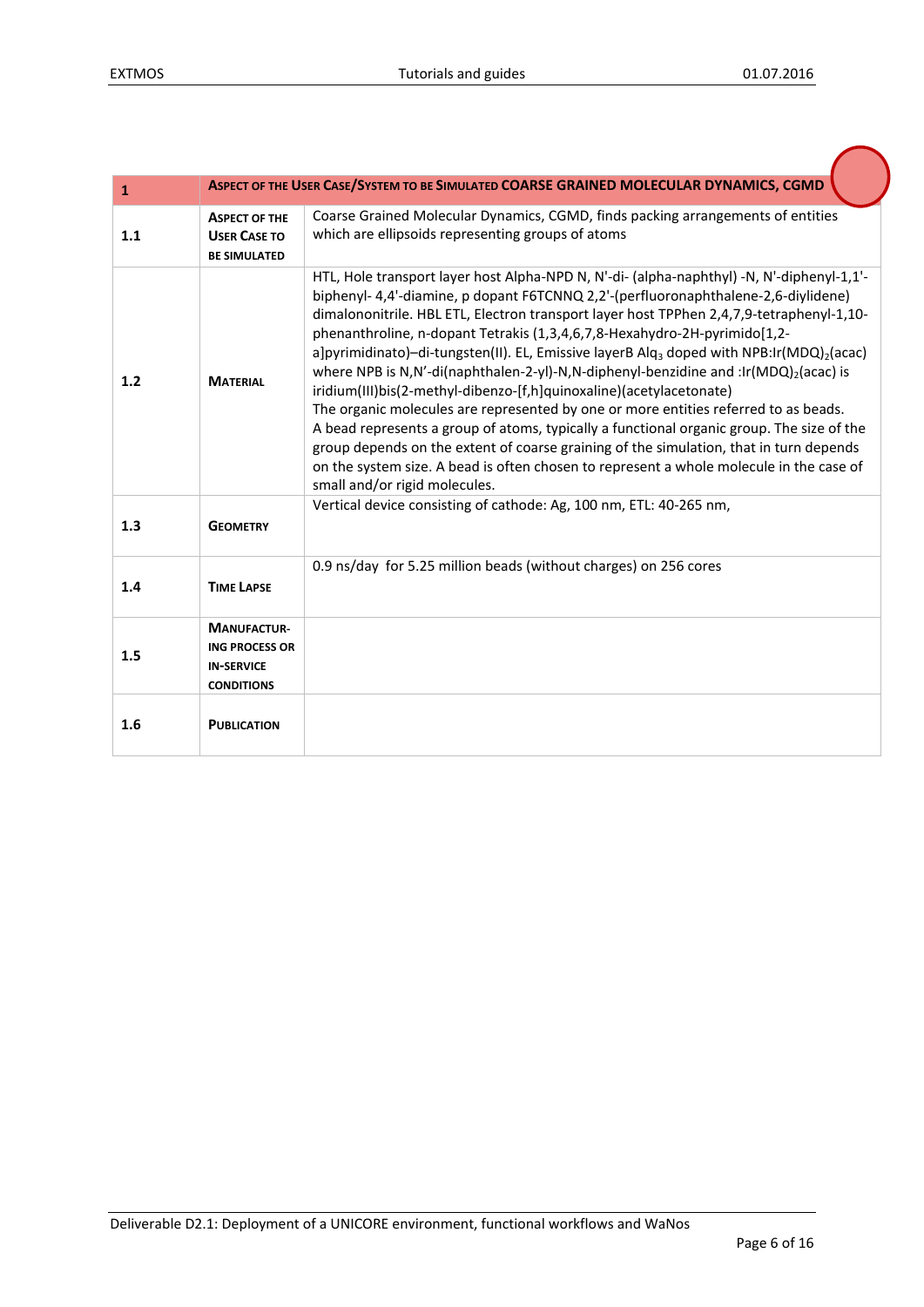| 1 | ASPECT OF THE USER CASE/SYSTEM TO BE SIMULATED COARSE GRAINED MOLECULAR DYNAMICS, CGMD | |
|---|---|---|
| 1.1 | ASPECT OF THE USER CASE TO BE SIMULATED | Coarse Grained Molecular Dynamics, CGMD, finds packing arrangements of entities which are ellipsoids representing groups of atoms |
| 1.2 | MATERIAL | HTL, Hole transport layer host Alpha-NPD N, N'-di- (alpha-naphthyl) -N, N'-diphenyl-1,1'-biphenyl- 4,4'-diamine, p dopant F6TCNNQ 2,2'-(perfluoronaphthalene-2,6-diylidene) dimalononitrile. HBL ETL, Electron transport layer host TPPhen 2,4,7,9-tetraphenyl-1,10-phenanthroline, n-dopant Tetrakis (1,3,4,6,7,8-Hexahydro-2H-pyrimido[1,2-a]pyrimidinato)–di-tungsten(II). EL, Emissive layerB $Alq_3$ doped with NPB:Ir(MDQ)$_2$(acac) where NPB is N,N'-di(naphthalen-2-yl)-N,N-diphenyl-benzidine and :Ir(MDQ)$_2$(acac) is iridium(III)bis(2-methyl-dibenzo-[f,h]quinoxaline)(acetylacetonate)<br>The organic molecules are represented by one or more entities referred to as beads. A bead represents a group of atoms, typically a functional organic group. The size of the group depends on the extent of coarse graining of the simulation, that in turn depends on the system size. A bead is often chosen to represent a whole molecule in the case of small and/or rigid molecules. |
| 1.3 | GEOMETRY | Vertical device consisting of cathode: Ag, 100 nm, ETL: 40-265 nm, |
| 1.4 | TIME LAPSE | 0.9 ns/day for 5.25 million beads (without charges) on 256 cores |
| 1.5 | MANUFACTURING PROCESS OR IN-SERVICE CONDITIONS | |
| 1.6 | PUBLICATION | |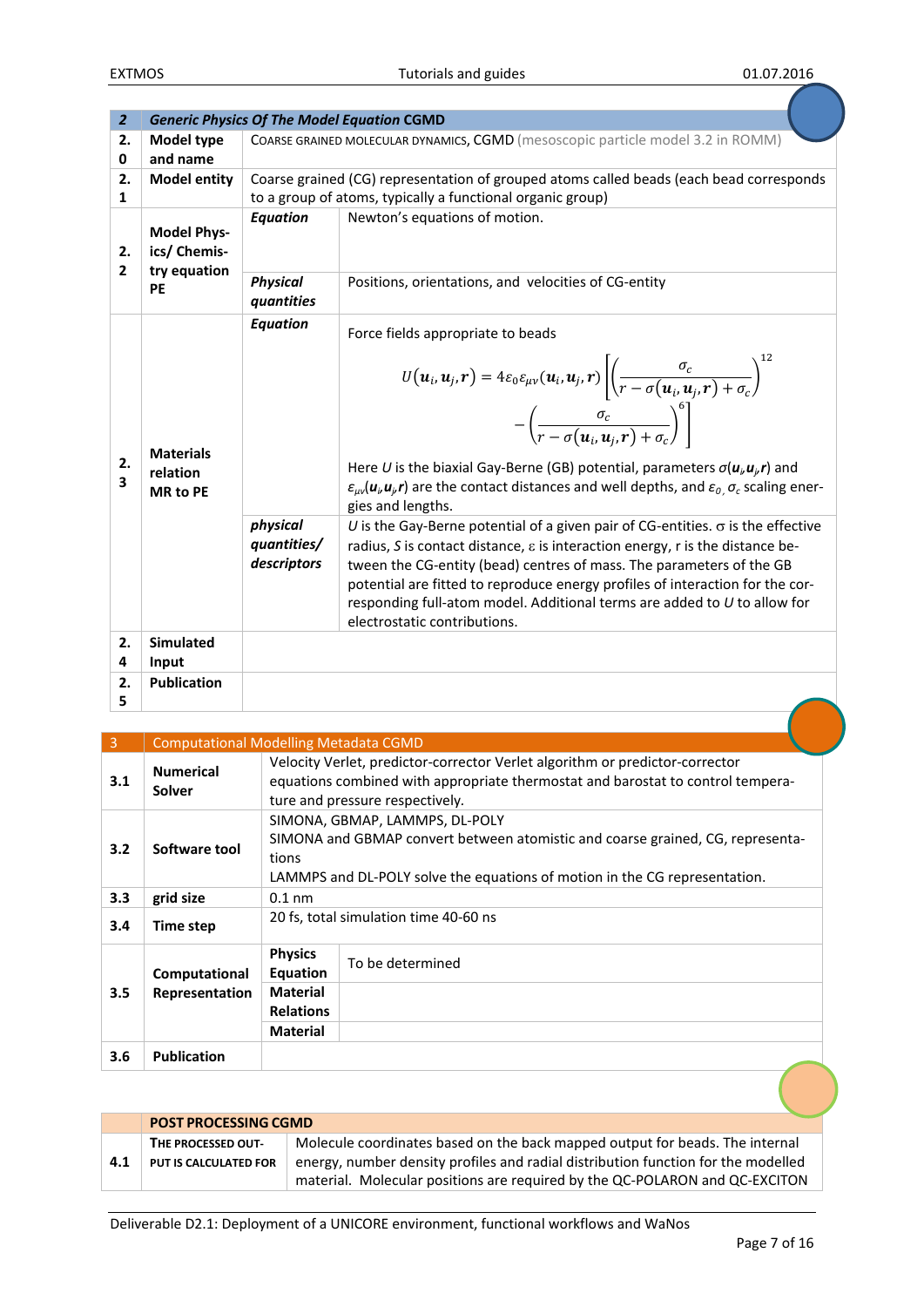| 2 | Generic Physics Of The Model Equation CGMD | | |
|---|---|---|---|
| 2.0 | Model type and name | COARSE GRAINED MOLECULAR DYNAMICS, CGMD (mesoscopic particle model 3.2 in ROMM) | |
| 2.1 | Model entity | Coarse grained (CG) representation of grouped atoms called beads (each bead corresponds to a group of atoms, typically a functional organic group) | |
| 2.2 | Model Physics/ Chemistry equation PE | ***Equation*** | Newton's equations of motion. |
| | | ***Physical quantities*** | Positions, orientations, and velocities of CG-entity |
| 2.3 | Materials relation MR to PE | ***Equation*** | Force fields appropriate to beads $$U(\boldsymbol{u}_i, \boldsymbol{u}_j, \boldsymbol{r}) = 4\varepsilon_0 \varepsilon_{\mu\nu}(\boldsymbol{u}_i, \boldsymbol{u}_j, \boldsymbol{r}) \left[ \left( \frac{\sigma_c}{r - \sigma(\boldsymbol{u}_i, \boldsymbol{u}_j, \boldsymbol{r}) + \sigma_c} \right)^{12} - \left( \frac{\sigma_c}{r - \sigma(\boldsymbol{u}_i, \boldsymbol{u}_j, \boldsymbol{r}) + \sigma_c} \right)^{6} \right]$$ Here $U$ is the biaxial Gay-Berne (GB) potential, parameters $\sigma(\boldsymbol{u}_i, \boldsymbol{u}_j, \boldsymbol{r})$ and $\varepsilon_{\mu\nu}(\boldsymbol{u}_i, \boldsymbol{u}_j, \boldsymbol{r})$ are the contact distances and well depths, and $\varepsilon_0$, $\sigma_c$ scaling energies and lengths. |
| | | ***physical quantities/ descriptors*** | $U$ is the Gay-Berne potential of a given pair of CG-entities. $\sigma$ is the effective radius, $S$ is contact distance, $\varepsilon$ is interaction energy, r is the distance between the CG-entity (bead) centres of mass. The parameters of the GB potential are fitted to reproduce energy profiles of interaction for the corresponding full-atom model. Additional terms are added to $U$ to allow for electrostatic contributions. |
| 2.4 | Simulated Input | | |
| 2.5 | Publication | | |

| 3 | Computational Modelling Metadata CGMD | | |
|---|---|---|---|
| 3.1 | Numerical Solver | Velocity Verlet, predictor-corrector Verlet algorithm or predictor-corrector equations combined with appropriate thermostat and barostat to control temperature and pressure respectively. | |
| 3.2 | Software tool | SIMONA, GBMAP, LAMMPS, DL-POLY<br>SIMONA and GBMAP convert between atomistic and coarse grained, CG, representations<br>LAMMPS and DL-POLY solve the equations of motion in the CG representation. | |
| 3.3 | grid size | 0.1 nm | |
| 3.4 | Time step | 20 fs, total simulation time 40-60 ns | |
| 3.5 | Computational Representation | **Physics Equation** | To be determined |
| | | **Material Relations** | |
| | | **Material** | |
| 3.6 | Publication | | |

| | POST PROCESSING CGMD |
|---|---|---|
| 4.1 | THE PROCESSED OUTPUT IS CALCULATED FOR | Molecule coordinates based on the back mapped output for beads. The internal energy, number density profiles and radial distribution function for the modelled material. Molecular positions are required by the QC-POLARON and QC-EXCITON |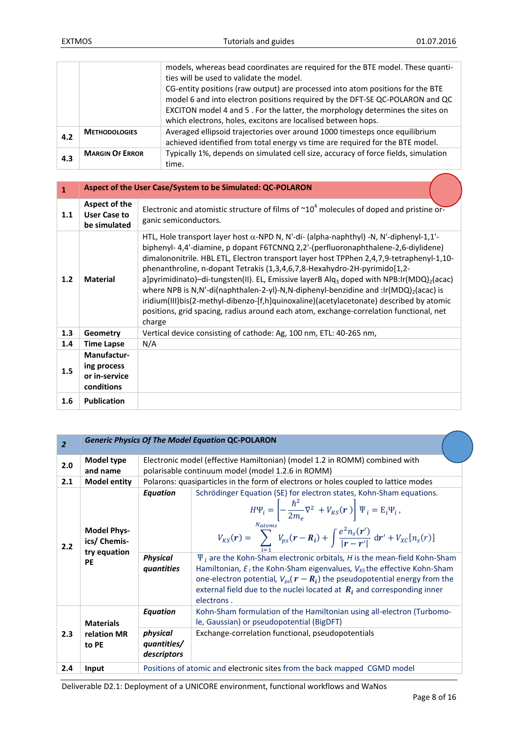|  |  | models, whereas bead coordinates are required for the BTE model. These quantities will be used to validate the model. CG-entity positions (raw output) are processed into atom positions for the BTE model 6 and into electron positions required by the DFT-SE QC-POLARON and QC EXCITON model 4 and 5 . For the latter, the morphology determines the sites on which electrons, holes, excitons are localised between hops. |
|---|---|---|
| 4.2 | **METHODOLOGIES** | Averaged ellipsoid trajectories over around 1000 timesteps once equilibrium achieved identified from total energy vs time are required for the BTE model. |
| 4.3 | **MARGIN OF ERROR** | Typically 1%, depends on simulated cell size, accuracy of force fields, simulation time. |

| **1** | **Aspect of the User Case/System to be Simulated: QC-POLARON** |  |
|---|---|---|
| 1.1 | **Aspect of the User Case to be simulated** | Electronic and atomistic structure of films of ~$10^4$ molecules of doped and pristine organic semiconductors. |
| 1.2 | **Material** | HTL, Hole transport layer host α-NPD N, N'-di- (alpha-naphthyl) -N, N'-diphenyl-1,1'-biphenyl- 4,4'-diamine, p dopant F6TCNNQ 2,2'-(perfluoronaphthalene-2,6-diylidene) dimalononitrile. HBL ETL, Electron transport layer host TPPhen 2,4,7,9-tetraphenyl-1,10-phenanthroline, n-dopant Tetrakis (1,3,4,6,7,8-Hexahydro-2H-pyrimido[1,2-a]pyrimidinato)–di-tungsten(II). EL, Emissive layerB $Alq_3$ doped with NPB:Ir(MDQ)$_2$(acac) where NPB is N,N'-di(naphthalen-2-yl)-N,N-diphenyl-benzidine and :Ir(MDQ)$_2$(acac) is iridium(III)bis(2-methyl-dibenzo-[f,h]quinoxaline)(acetylacetonate) described by atomic positions, grid spacing, radius around each atom, exchange-correlation functional, net charge |
| 1.3 | **Geometry** | Vertical device consisting of cathode: Ag, 100 nm, ETL: 40-265 nm, |
| 1.4 | **Time Lapse** | N/A |
| 1.5 | **Manufacturing process or in-service conditions** |  |
| 1.6 | **Publication** |  |

| ***2*** | ***Generic Physics Of The Model Equation*** **QC-POLARON** |  |  |
|---|---|---|---|
| 2.0 | **Model type and name** | Electronic model (effective Hamiltonian) (model 1.2 in ROMM) combined with polarisable continuum model (model 1.2.6 in ROMM) |  |
| 2.1 | **Model entity** | Polarons: quasiparticles in the form of electrons or holes coupled to lattice modes |  |
| 2.2 | **Model Physics/ Chemistry equation PE** | ***Equation*** | Schrödinger Equation (SE) for electron states, Kohn-Sham equations. $$H\Psi_i = \left[-\frac{\hbar^2}{2m_e}\nabla^2 + V_{KS}(\boldsymbol{r})\right]\Psi_i = E_i\Psi_i\,,$$ $$V_{KS}(\boldsymbol{r}) = \sum_{i=1}^{N_{atoms}} V_{ps}(\boldsymbol{r}-\boldsymbol{R}_i) + \int \frac{e^2 n_s(\boldsymbol{r}')}{\lvert\boldsymbol{r}-\boldsymbol{r}'\rvert}\,\mathrm{d}\boldsymbol{r}' + V_{XC}[n_s(r)]$$ |
|  |  | ***Physical quantities*** | $\Psi_i$ are the Kohn-Sham electronic orbitals, *H* is the mean-field Kohn-Sham Hamiltonian, $E_i$ the Kohn-Sham eigenvalues, $V_{KS}$ the effective Kohn-Sham one-electron potential, $V_{ps}(\boldsymbol{r}-\boldsymbol{R}_i)$ the pseudopotential energy from the external field due to the nuclei located at $\boldsymbol{R}_i$ and corresponding inner electrons . |
| 2.3 | **Materials relation MR to PE** | ***Equation*** | Kohn-Sham formulation of the Hamiltonian using all-electron (Turbomole, Gaussian) or pseudopotential (BigDFT) |
|  |  | ***physical quantities/ descriptors*** | Exchange-correlation functional, pseudopotentials |
| 2.4 | **Input** | Positions of atomic and electronic sites from the back mapped CGMD model |  |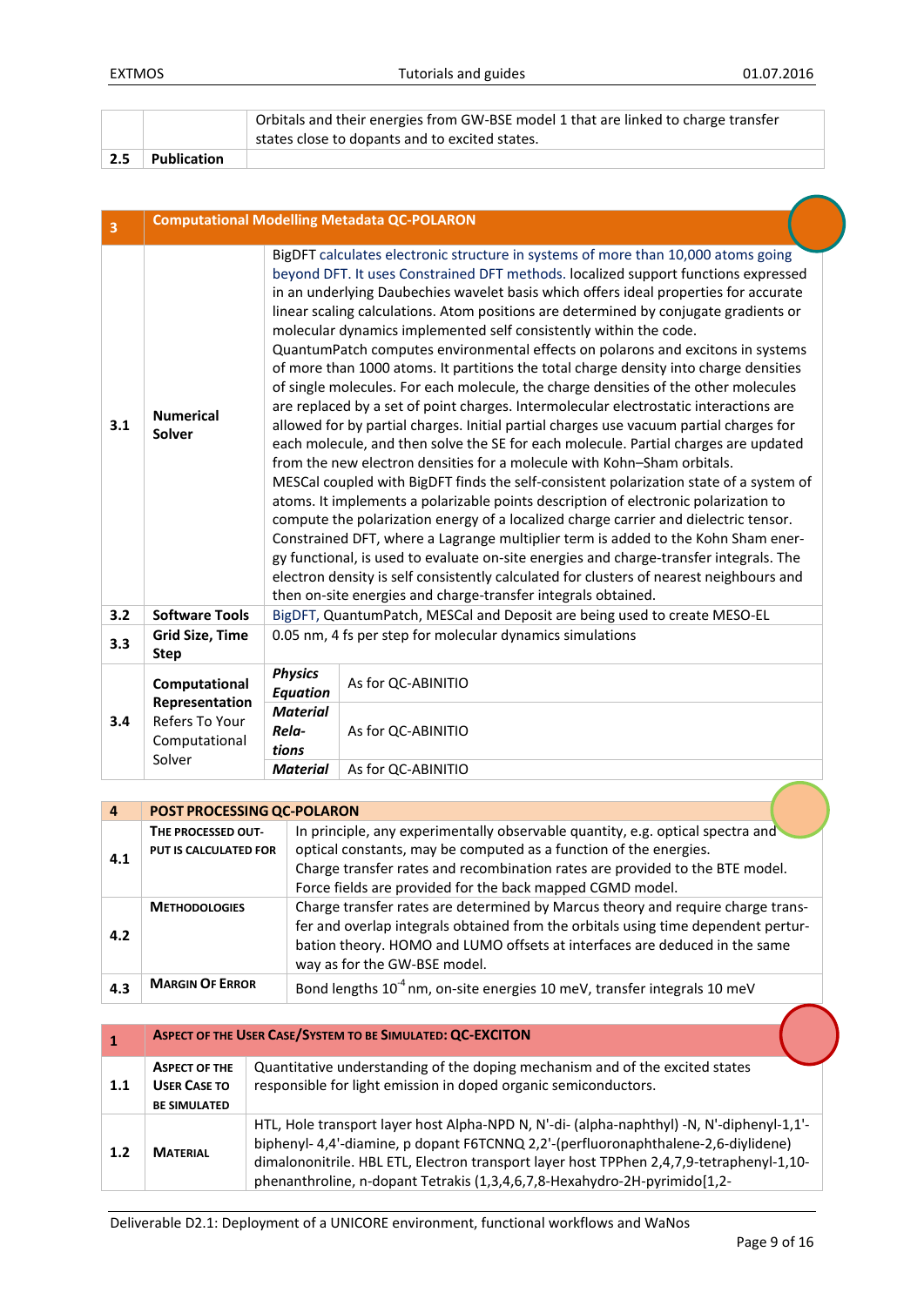| | | |
|---|---|---|
| | | Orbitals and their energies from GW-BSE model 1 that are linked to charge transfer states close to dopants and to excited states. |
| 2.5 | **Publication** | |

| **3** | **Computational Modelling Metadata QC-POLARON** | | |
|---|---|---|---|
| 3.1 | **Numerical Solver** | BigDFT calculates electronic structure in systems of more than 10,000 atoms going beyond DFT. It uses Constrained DFT methods. localized support functions expressed in an underlying Daubechies wavelet basis which offers ideal properties for accurate linear scaling calculations. Atom positions are determined by conjugate gradients or molecular dynamics implemented self consistently within the code.<br>QuantumPatch computes environmental effects on polarons and excitons in systems of more than 1000 atoms. It partitions the total charge density into charge densities of single molecules. For each molecule, the charge densities of the other molecules are replaced by a set of point charges. Intermolecular electrostatic interactions are allowed for by partial charges. Initial partial charges use vacuum partial charges for each molecule, and then solve the SE for each molecule. Partial charges are updated from the new electron densities for a molecule with Kohn–Sham orbitals.<br>MESCal coupled with BigDFT finds the self-consistent polarization state of a system of atoms. It implements a polarizable points description of electronic polarization to compute the polarization energy of a localized charge carrier and dielectric tensor. Constrained DFT, where a Lagrange multiplier term is added to the Kohn Sham energy functional, is used to evaluate on-site energies and charge-transfer integrals. The electron density is self consistently calculated for clusters of nearest neighbours and then on-site energies and charge-transfer integrals obtained. | |
| 3.2 | **Software Tools** | BigDFT, QuantumPatch, MESCal and Deposit are being used to create MESO-EL | |
| 3.3 | **Grid Size, Time Step** | 0.05 nm, 4 fs per step for molecular dynamics simulations | |
| 3.4 | **Computational Representation** Refers To Your Computational Solver | ***Physics Equation*** | As for QC-ABINITIO |
| | | ***Material Relations*** | As for QC-ABINITIO |
| | | ***Material*** | As for QC-ABINITIO |

| **4** | **POST PROCESSING QC-POLARON** | |
|---|---|---|
| 4.1 | **THE PROCESSED OUTPUT IS CALCULATED FOR** | In principle, any experimentally observable quantity, e.g. optical spectra and optical constants, may be computed as a function of the energies.<br>Charge transfer rates and recombination rates are provided to the BTE model.<br>Force fields are provided for the back mapped CGMD model. |
| 4.2 | **METHODOLOGIES** | Charge transfer rates are determined by Marcus theory and require charge transfer and overlap integrals obtained from the orbitals using time dependent perturbation theory. HOMO and LUMO offsets at interfaces are deduced in the same way as for the GW-BSE model. |
| 4.3 | **MARGIN OF ERROR** | Bond lengths $10^{-4}$ nm, on-site energies 10 meV, transfer integrals 10 meV |

| **1** | **ASPECT OF THE USER CASE/SYSTEM TO BE SIMULATED: QC-EXCITON** | |
|---|---|---|
| 1.1 | **ASPECT OF THE USER CASE TO BE SIMULATED** | Quantitative understanding of the doping mechanism and of the excited states responsible for light emission in doped organic semiconductors. |
| 1.2 | **MATERIAL** | HTL, Hole transport layer host Alpha-NPD N, N'-di- (alpha-naphthyl) -N, N'-diphenyl-1,1'-biphenyl- 4,4'-diamine, p dopant F6TCNNQ 2,2'-(perfluoronaphthalene-2,6-diylidene) dimalononitrile. HBL ETL, Electron transport layer host TPPhen 2,4,7,9-tetraphenyl-1,10-phenanthroline, n-dopant Tetrakis (1,3,4,6,7,8-Hexahydro-2H-pyrimido[1,2- |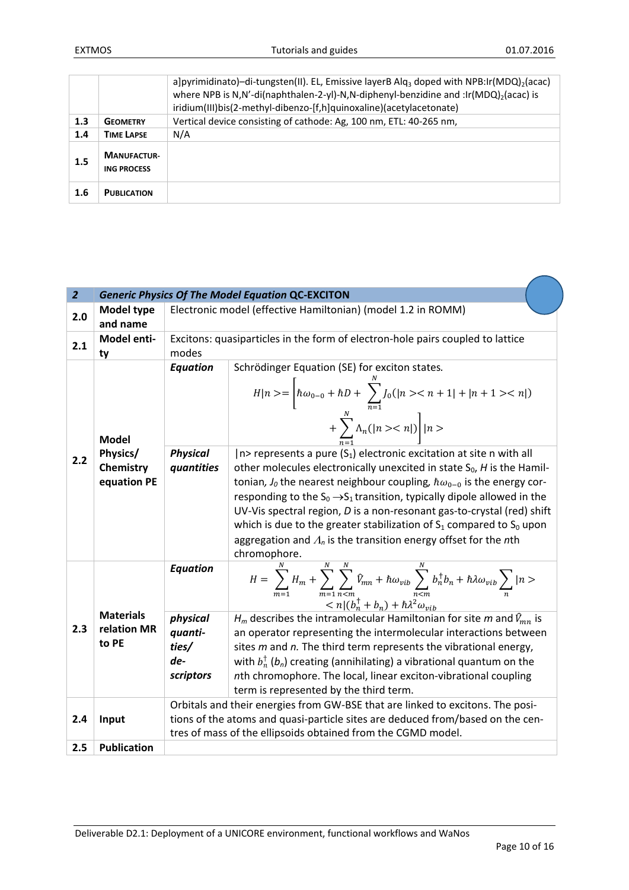| | | |
|---|---|---|
| | | a]pyrimidinato)–di-tungsten(II). EL, Emissive layerB $Alq_3$ doped with NPB:$Ir(MDQ)_2(acac)$ where NPB is N,N'-di(naphthalen-2-yl)-N,N-diphenyl-benzidine and :$Ir(MDQ)_2(acac)$ is iridium(III)bis(2-methyl-dibenzo-[f,h]quinoxaline)(acetylacetonate) |
| 1.3 | **Geometry** | Vertical device consisting of cathode: Ag, 100 nm, ETL: 40-265 nm, |
| 1.4 | **Time Lapse** | N/A |
| 1.5 | **Manufacturing process** | |
| 1.6 | **Publication** | |

| **2** | ***Generic Physics Of The Model Equation* QC-EXCITON** | | |
|---|---|---|---|
| 2.0 | **Model type and name** | Electronic model (effective Hamiltonian) (model 1.2 in ROMM) | |
| 2.1 | **Model entity** | Excitons: quasiparticles in the form of electron-hole pairs coupled to lattice modes | |
| 2.2 | **Model Physics/ Chemistry equation PE** | ***Equation*** | Schrödinger Equation (SE) for exciton states. $$H\|n>=\left[\hbar\omega_{0-0}+\hbar D+\sum_{n=1}^{N}J_0(\|n><n+1\|+\|n+1><n\|)+\sum_{n=1}^{N}\Lambda_n(\|n><n\|)\right]\|n>$$ |
| | | ***Physical quantities*** | \|n> represents a pure ($S_1$) electronic excitation at site n with all other molecules electronically unexcited in state $S_0$, *H* is the Hamiltonian, $J_0$ the nearest neighbour coupling, $\hbar\omega_{0-0}$ is the energy corresponding to the $S_0 \rightarrow S_1$ transition, typically dipole allowed in the UV-Vis spectral region, *D* is a non-resonant gas-to-crystal (red) shift which is due to the greater stabilization of $S_1$ compared to $S_0$ upon aggregation and $\Lambda_n$ is the transition energy offset for the *n*th chromophore. |
| 2.3 | **Materials relation MR to PE** | ***Equation*** | $$H=\sum_{m=1}^{N}H_m+\sum_{m=1}^{N}\sum_{n<m}^{N}\hat{V}_{mn}+\hbar\omega_{vib}\sum_{n<m}^{N}b_n^{\dagger}b_n+\hbar\lambda\omega_{vib}\sum_{n}\|n><n\|(b_n^{\dagger}+b_n)+\hbar\lambda^2\omega_{vib}$$ |
| | | ***physical quantities/ descriptors*** | $H_m$ describes the intramolecular Hamiltonian for site *m* and $\hat{V}_{mn}$ is an operator representing the intermolecular interactions between sites *m* and *n*. The third term represents the vibrational energy, with $b_n^{\dagger}$ ($b_n$) creating (annihilating) a vibrational quantum on the *n*th chromophore. The local, linear exciton-vibrational coupling term is represented by the third term. |
| 2.4 | **Input** | Orbitals and their energies from GW-BSE that are linked to excitons. The positions of the atoms and quasi-particle sites are deduced from/based on the centres of mass of the ellipsoids obtained from the CGMD model. | |
| 2.5 | **Publication** | | |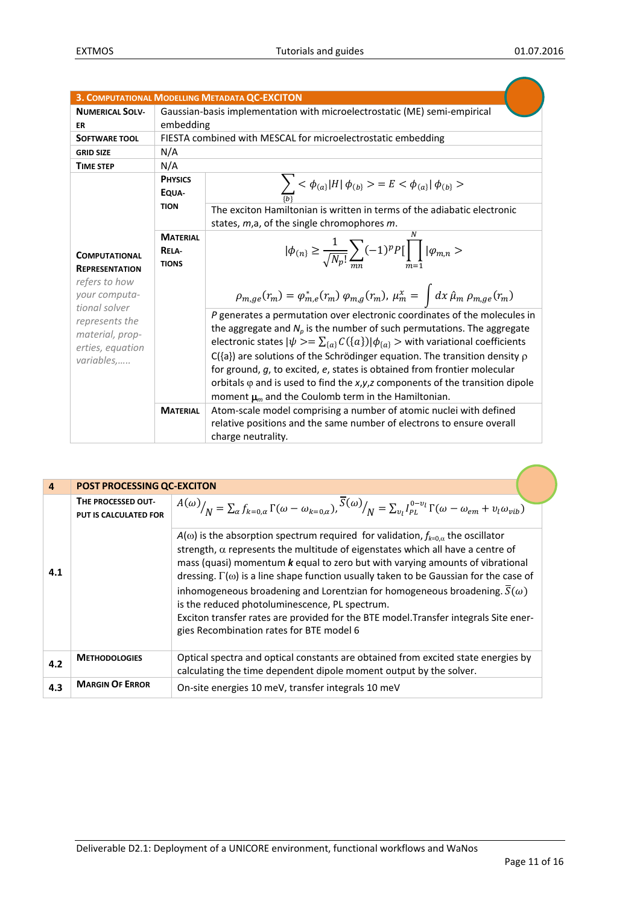| 3. COMPUTATIONAL MODELLING METADATA QC-EXCITON | | |
|---|---|---|
| **NUMERICAL SOLVER** | Gaussian-basis implementation with microelectrostatic (ME) semi-empirical embedding | |
| **SOFTWARE TOOL** | FIESTA combined with MESCAL for microelectrostatic embedding | |
| **GRID SIZE** | N/A | |
| **TIME STEP** | N/A | |
| **COMPUTATIONAL REPRESENTATION** *refers to how your computational solver represents the material, properties, equation variables,.....* | **PHYSICS EQUATION** | $$\sum_{\{b\}} < \phi_{(a)}\|H\| \phi_{(b)} > = E < \phi_{(a)}\| \phi_{(b)} >$$ |
| | | The exciton Hamiltonian is written in terms of the adiabatic electronic states, *m*,a, of the single chromophores *m*. |
| | **MATERIAL RELATIONS** | $$\|\phi_{(n)} \geq \frac{1}{\sqrt{N_p!}} \sum_{mn} (-1)^p P[\prod_{m=1}^{N} \|\varphi_{m,n} >$$ $$\rho_{m,ge}(r_m) = \varphi^*_{m,e}(r_m)\, \varphi_{m,g}(r_m),\ \mu^x_m = \int dx\, \hat{\mu}_m\, \rho_{m,ge}(r_m)$$ |
| | | *P* generates a permutation over electronic coordinates of the molecules in the aggregate and $N_p$ is the number of such permutations. The aggregate electronic states $\|\psi >= \sum_{\{a\}} C(\{a\})\|\phi_{\{a\}} >$ with variational coefficients C({a}) are solutions of the Schrödinger equation. The transition density ρ for ground, *g*, to excited, *e*, states is obtained from frontier molecular orbitals φ and is used to find the *x*,*y*,*z* components of the transition dipole moment $\boldsymbol{\mu}_m$ and the Coulomb term in the Hamiltonian. |
| | **MATERIAL** | Atom-scale model comprising a number of atomic nuclei with defined relative positions and the same number of electrons to ensure overall charge neutrality. |

| 4 | POST PROCESSING QC-EXCITON | |
|---|---|---|
| 4.1 | **THE PROCESSED OUTPUT IS CALCULATED FOR** | $A(\omega)/_N = \sum_\alpha f_{k=0,\alpha}\, \Gamma(\omega - \omega_{k=0,\alpha}),\ \overline{S}(\omega)/_N = \sum_{v_l} I_{PL}^{0-v_l}\, \Gamma(\omega - \omega_{em} + v_l\omega_{vib})$ |
| | | $A(\omega)$ is the absorption spectrum required for validation, $f_{k=0,\alpha}$ the oscillator strength, α represents the multitude of eigenstates which all have a centre of mass (quasi) momentum ***k*** equal to zero but with varying amounts of vibrational dressing. $\Gamma(\omega)$ is a line shape function usually taken to be Gaussian for the case of inhomogeneous broadening and Lorentzian for homogeneous broadening. $\overline{S}(\omega)$ is the reduced photoluminescence, PL spectrum. Exciton transfer rates are provided for the BTE model.Transfer integrals Site energies Recombination rates for BTE model 6 |
| 4.2 | **METHODOLOGIES** | Optical spectra and optical constants are obtained from excited state energies by calculating the time dependent dipole moment output by the solver. |
| 4.3 | **MARGIN OF ERROR** | On-site energies 10 meV, transfer integrals 10 meV |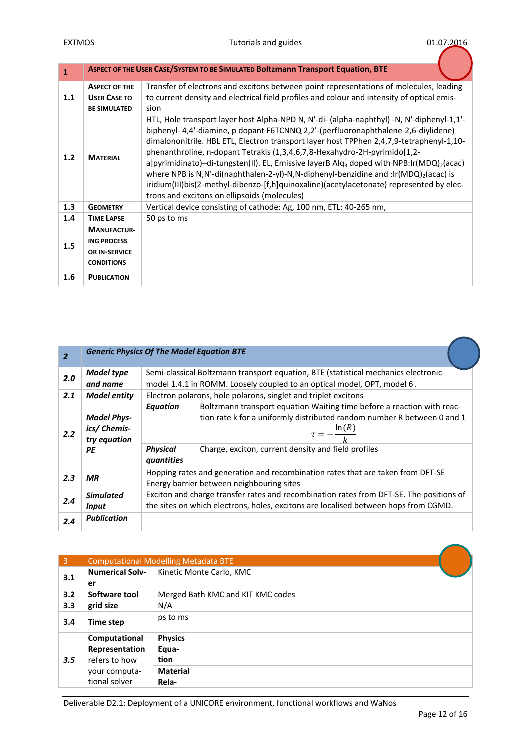| 1 | **ASPECT OF THE USER CASE/SYSTEM TO BE SIMULATED Boltzmann Transport Equation, BTE** |
|---|---|
| **1.1** | **ASPECT OF THE USER CASE TO BE SIMULATED** | Transfer of electrons and excitons between point representations of molecules, leading to current density and electrical field profiles and colour and intensity of optical emission |
| **1.2** | **MATERIAL** | HTL, Hole transport layer host Alpha-NPD N, N'-di- (alpha-naphthyl) -N, N'-diphenyl-1,1'-biphenyl- 4,4'-diamine, p dopant F6TCNNQ 2,2'-(perfluoronaphthalene-2,6-diylidene) dimalononitrile. HBL ETL, Electron transport layer host TPPhen 2,4,7,9-tetraphenyl-1,10-phenanthroline, n-dopant Tetrakis (1,3,4,6,7,8-Hexahydro-2H-pyrimido[1,2-a]pyrimidinato)–di-tungsten(II). EL, Emissive layerB $Alq_3$ doped with NPB:$Ir(MDQ)_2$(acac) where NPB is N,N'-di(naphthalen-2-yl)-N,N-diphenyl-benzidine and :$Ir(MDQ)_2$(acac) is iridium(III)bis(2-methyl-dibenzo-[f,h]quinoxaline)(acetylacetonate) represented by electrons and excitons on ellipsoids (molecules) |
| **1.3** | **GEOMETRY** | Vertical device consisting of cathode: Ag, 100 nm, ETL: 40-265 nm, |
| **1.4** | **TIME LAPSE** | 50 ps to ms |
| **1.5** | **MANUFACTURING PROCESS OR IN-SERVICE CONDITIONS** | |
| **1.6** | **PUBLICATION** | |

| ***2*** | ***Generic Physics Of The Model Equation BTE*** | | |
|---|---|---|---|
| ***2.0*** | ***Model type and name*** | Semi-classical Boltzmann transport equation, BTE (statistical mechanics electronic model 1.4.1 in ROMM. Loosely coupled to an optical model, OPT, model 6 . | |
| ***2.1*** | ***Model entity*** | Electron polarons, hole polarons, singlet and triplet excitons | |
| ***2.2*** | ***Model Physics/ Chemistry equation PE*** | ***Equation*** | Boltzmann transport equation Waiting time before a reaction with reaction rate k for a uniformly distributed random number R between 0 and 1 $$\tau = -\frac{\ln(R)}{k}$$ |
| | | ***Physical quantities*** | Charge, exciton, current density and field profiles |
| ***2.3*** | ***MR*** | Hopping rates and generation and recombination rates that are taken from DFT-SE Energy barrier between neighbouring sites | |
| ***2.4*** | ***Simulated Input*** | Exciton and charge transfer rates and recombination rates from DFT-SE. The positions of the sites on which electrons, holes, excitons are localised between hops from CGMD. | |
| ***2.4*** | ***Publication*** | | |

| 3 | Computational Modelling Metadata BTE | | |
|---|---|---|---|
| **3.1** | **Numerical Solver** | Kinetic Monte Carlo, KMC | |
| **3.2** | **Software tool** | Merged Bath KMC and KIT KMC codes | |
| **3.3** | **grid size** | N/A | |
| **3.4** | **Time step** | ps to ms | |
| ***3.5*** | **Computational Representation** refers to how your computational solver | **Physics Equation** | |
| | | **Material Rela-** | |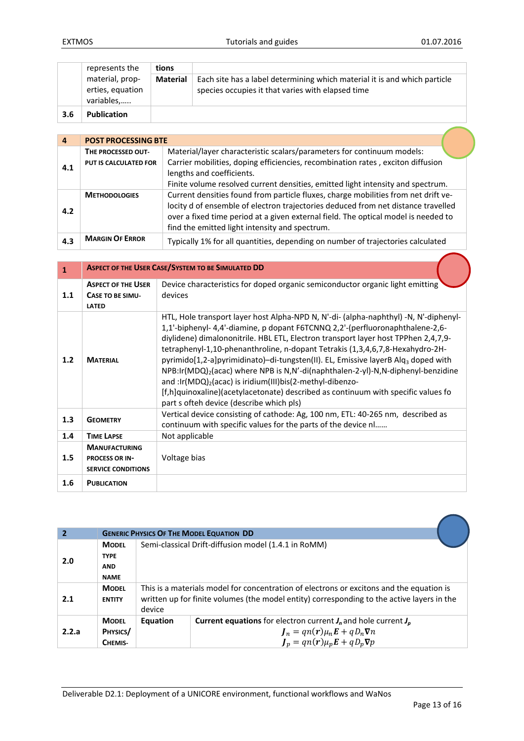|  | represents the material, properties, equation variables,….. | tions |  |
|---|---|---|---|
|  |  | **Material** | Each site has a label determining which material it is and which particle species occupies it that varies with elapsed time |
| **3.6** | **Publication** |  |  |

| 4 | POST PROCESSING BTE |  |
|---|---|---|
| 4.1 | THE PROCESSED OUTPUT IS CALCULATED FOR | Material/layer characteristic scalars/parameters for continuum models: Carrier mobilities, doping efficiencies, recombination rates , exciton diffusion lengths and coefficients. Finite volume resolved current densities, emitted light intensity and spectrum. |
| 4.2 | METHODOLOGIES | Current densities found from particle fluxes, charge mobilities from net drift velocity d of ensemble of electron trajectories deduced from net distance travelled over a fixed time period at a given external field. The optical model is needed to find the emitted light intensity and spectrum. |
| 4.3 | MARGIN OF ERROR | Typically 1% for all quantities, depending on number of trajectories calculated |

| 1 | ASPECT OF THE USER CASE/SYSTEM TO BE SIMULATED DD |  |
|---|---|---|
| 1.1 | ASPECT OF THE USER CASE TO BE SIMULATED | Device characteristics for doped organic semiconductor organic light emitting devices |
| 1.2 | MATERIAL | HTL, Hole transport layer host Alpha-NPD N, N'-di- (alpha-naphthyl) -N, N'-diphenyl-1,1'-biphenyl- 4,4'-diamine, p dopant F6TCNNQ 2,2'-(perfluoronaphthalene-2,6-diylidene) dimalononitrile. HBL ETL, Electron transport layer host TPPhen 2,4,7,9-tetraphenyl-1,10-phenanthroline, n-dopant Tetrakis (1,3,4,6,7,8-Hexahydro-2H-pyrimido[1,2-a]pyrimidinato)–di-tungsten(II). EL, Emissive layerB $Alq_3$ doped with NPB:Ir(MDQ)$_2$(acac) where NPB is N,N'-di(naphthalen-2-yl)-N,N-diphenyl-benzidine and :Ir(MDQ)$_2$(acac) is iridium(III)bis(2-methyl-dibenzo-[f,h]quinoxaline)(acetylacetonate) described as continuum with specific values fo part s ofteh device (describe which pls) |
| 1.3 | GEOMETRY | Vertical device consisting of cathode: Ag, 100 nm, ETL: 40-265 nm, described as continuum with specific values for the parts of the device nl…… |
| 1.4 | TIME LAPSE | Not applicable |
| 1.5 | MANUFACTURING PROCESS OR IN-SERVICE CONDITIONS | Voltage bias |
| 1.6 | PUBLICATION |  |

| 2 | GENERIC PHYSICS OF THE MODEL EQUATION DD |  |  |
|---|---|---|---|
| 2.0 | MODEL TYPE AND NAME | Semi-classical Drift-diffusion model (1.4.1 in RoMM) |  |
| 2.1 | MODEL ENTITY | This is a materials model for concentration of electrons or excitons and the equation is written up for finite volumes (the model entity) corresponding to the active layers in the device |  |
| 2.2.a | MODEL PHYSICS/ CHEMIS- | **Equation** | **Current equations** for electron current $\boldsymbol{J}_n$ and hole current $\boldsymbol{J}_p$ $$\boldsymbol{J}_n = qn(\boldsymbol{r})\mu_n \boldsymbol{E} + qD_n \nabla n$$ $$\boldsymbol{J}_p = qn(\boldsymbol{r})\mu_p \boldsymbol{E} + qD_p \nabla p$$ |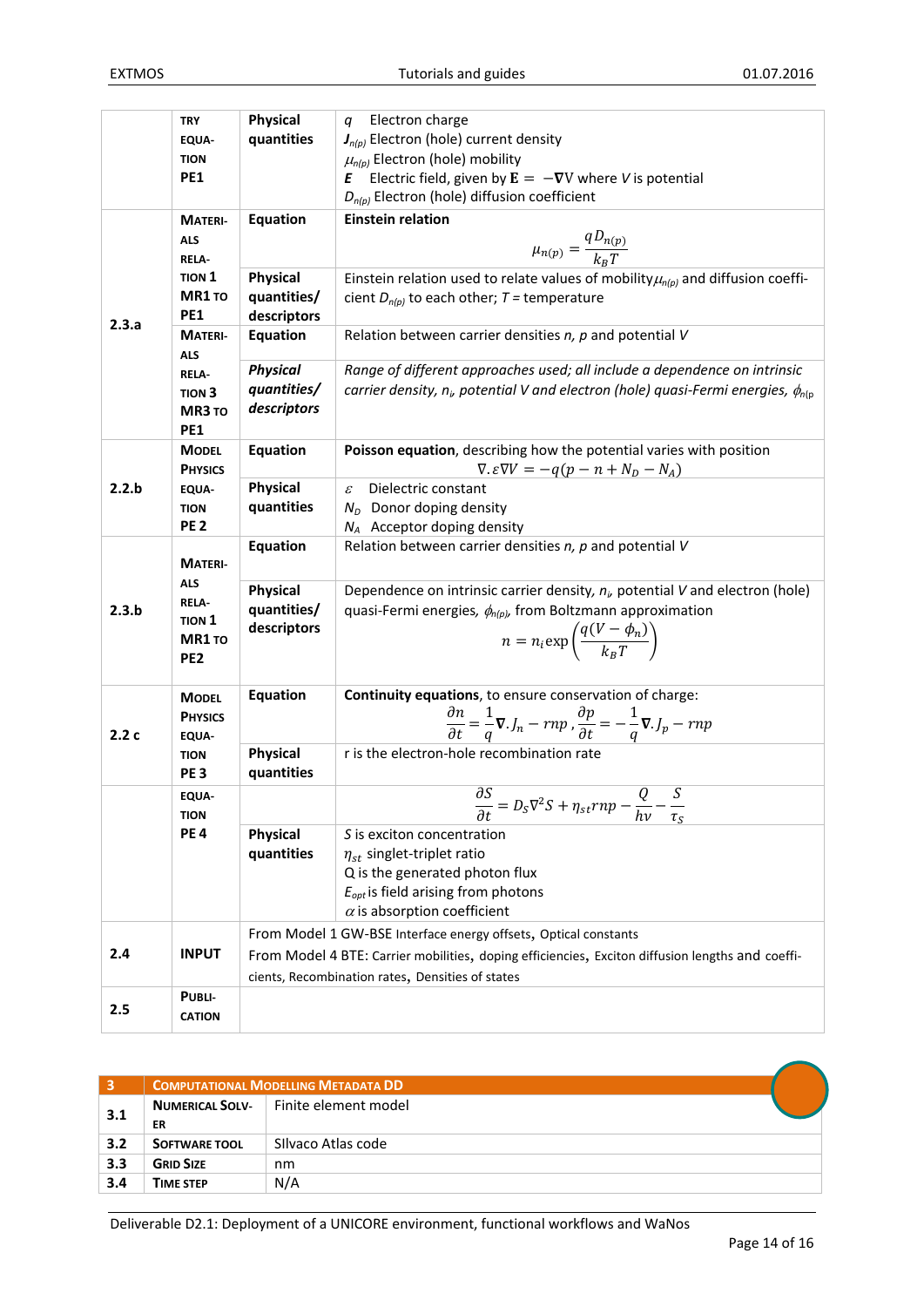| | | | |
|---|---|---|---|
| | TRY EQUATION PE1 | Physical quantities | $q$ Electron charge<br>$J_{n(p)}$ Electron (hole) current density<br>$\mu_{n(p)}$ Electron (hole) mobility<br>$E$ Electric field, given by $\mathbf{E} = -\nabla V$ where $V$ is potential<br>$D_{n(p)}$ Electron (hole) diffusion coefficient |
| 2.3.a | MATERIALS RELATION 1 MR1 TO PE1 | Equation | **Einstein relation** $$\mu_{n(p)} = \frac{qD_{n(p)}}{k_B T}$$ |
| | | Physical quantities/ descriptors | Einstein relation used to relate values of mobility $\mu_{n(p)}$ and diffusion coefficient $D_{n(p)}$ to each other; $T$ = temperature |
| | MATERIALS RELATION 3 MR3 TO PE1 | Equation | Relation between carrier densities $n$, $p$ and potential $V$ |
| | | *Physical quantities/ descriptors* | *Range of different approaches used; all include a dependence on intrinsic carrier density, $n_i$, potential $V$ and electron (hole) quasi-Fermi energies, $\phi_{n(p}$* |
| 2.2.b | MODEL PHYSICS EQUATION PE 2 | Equation | **Poisson equation**, describing how the potential varies with position $$\nabla.\varepsilon\nabla V = -q(p - n + N_D - N_A)$$ |
| | | Physical quantities | $\varepsilon$ Dielectric constant<br>$N_D$ Donor doping density<br>$N_A$ Acceptor doping density |
| 2.3.b | MATERIALS RELATION 1 MR1 TO PE2 | Equation | Relation between carrier densities $n$, $p$ and potential $V$ |
| | | Physical quantities/ descriptors | Dependence on intrinsic carrier density, $n_i$, potential $V$ and electron (hole) quasi-Fermi energies, $\phi_{n(p)}$, from Boltzmann approximation $$n = n_i \exp\left(\frac{q(V - \phi_n)}{k_B T}\right)$$ |
| 2.2 c | MODEL PHYSICS EQUATION PE 3 | Equation | **Continuity equations**, to ensure conservation of charge: $$\frac{\partial n}{\partial t} = \frac{1}{q}\nabla.J_n - rnp\,, \frac{\partial p}{\partial t} = -\frac{1}{q}\nabla.J_p - rnp$$ |
| | | Physical quantities | r is the electron-hole recombination rate |
| | EQUATION PE 4 | | $$\frac{\partial S}{\partial t} = D_S \nabla^2 S + \eta_{st} rnp - \frac{Q}{h\nu} - \frac{S}{\tau_S}$$ |
| | | Physical quantities | $S$ is exciton concentration<br>$\eta_{st}$ singlet-triplet ratio<br>Q is the generated photon flux<br>$E_{opt}$ is field arising from photons<br>$\alpha$ is absorption coefficient |
| 2.4 | INPUT | From Model 1 GW-BSE Interface energy offsets, Optical constants<br>From Model 4 BTE: Carrier mobilities, doping efficiencies, Exciton diffusion lengths and coefficients, Recombination rates, Densities of states | |
| 2.5 | PUBLICATION | | |

| 3 | COMPUTATIONAL MODELLING METADATA DD |
|---|---|---|
| 3.1 | NUMERICAL SOLVER | Finite element model |
| 3.2 | SOFTWARE TOOL | SIlvaco Atlas code |
| 3.3 | GRID SIZE | nm |
| 3.4 | TIME STEP | N/A |

Deliverable D2.1: Deployment of a UNICORE environment, functional workflows and WaNos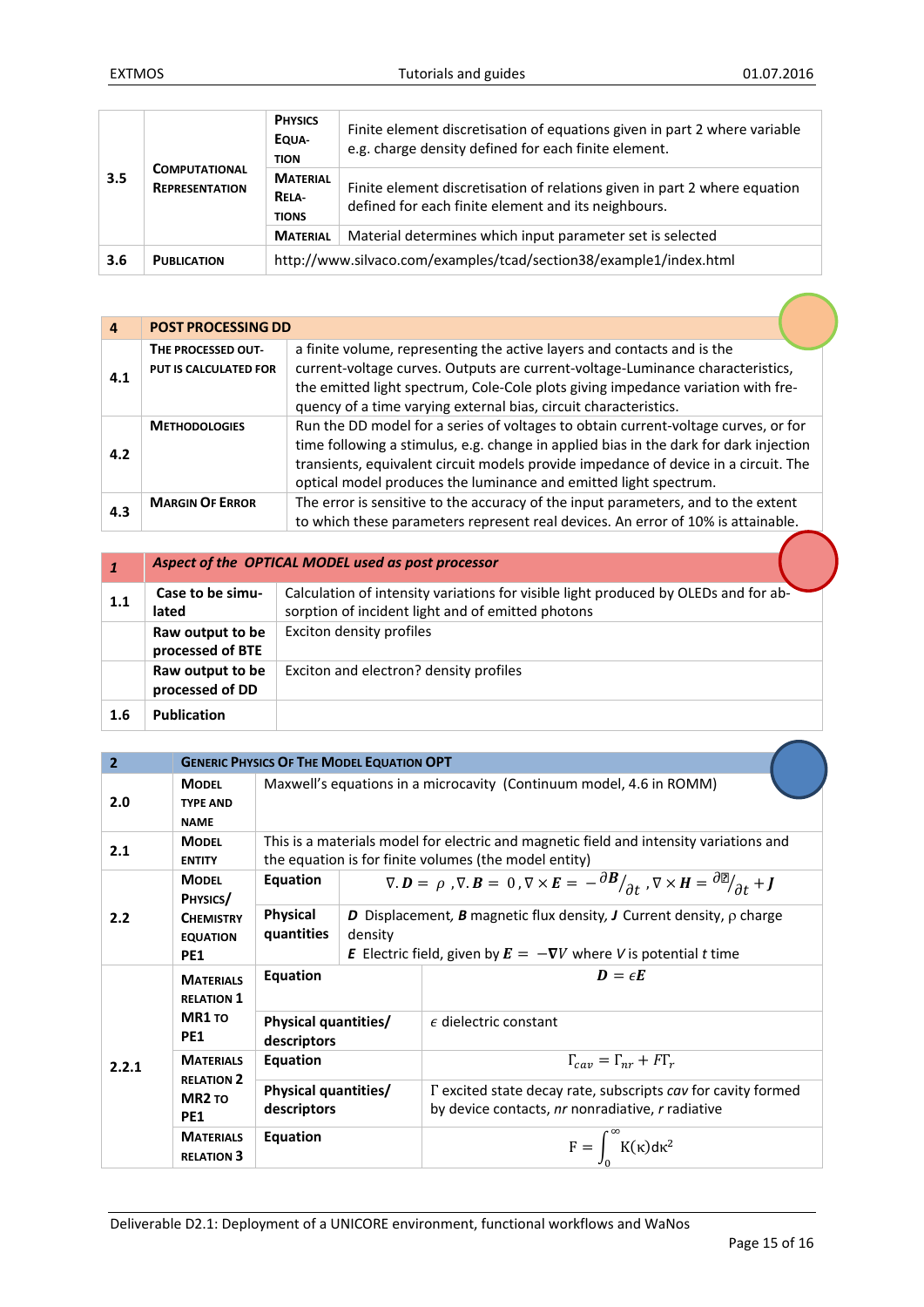| | | | |
|---|---|---|---|
| 3.5 | COMPUTATIONAL REPRESENTATION | PHYSICS EQUATION | Finite element discretisation of equations given in part 2 where variable e.g. charge density defined for each finite element. |
| | | MATERIAL RELATIONS | Finite element discretisation of relations given in part 2 where equation defined for each finite element and its neighbours. |
| | | MATERIAL | Material determines which input parameter set is selected |
| 3.6 | PUBLICATION | http://www.silvaco.com/examples/tcad/section38/example1/index.html | |

| 4 | POST PROCESSING DD |
|---|---|---|
| 4.1 | THE PROCESSED OUTPUT IS CALCULATED FOR | a finite volume, representing the active layers and contacts and is the current-voltage curves. Outputs are current-voltage-Luminance characteristics, the emitted light spectrum, Cole-Cole plots giving impedance variation with frequency of a time varying external bias, circuit characteristics. |
| 4.2 | METHODOLOGIES | Run the DD model for a series of voltages to obtain current-voltage curves, or for time following a stimulus, e.g. change in applied bias in the dark for dark injection transients, equivalent circuit models provide impedance of device in a circuit. The optical model produces the luminance and emitted light spectrum. |
| 4.3 | MARGIN OF ERROR | The error is sensitive to the accuracy of the input parameters, and to the extent to which these parameters represent real devices. An error of 10% is attainable. |

| *1* | *Aspect of the OPTICAL MODEL used as post processor* | |
|---|---|---|
| 1.1 | **Case to be simulated** | Calculation of intensity variations for visible light produced by OLEDs and for absorption of incident light and of emitted photons |
| | **Raw output to be processed of BTE** | Exciton density profiles |
| | **Raw output to be processed of DD** | Exciton and electron? density profiles |
| 1.6 | **Publication** | |

| 2 | GENERIC PHYSICS OF THE MODEL EQUATION OPT | | |
|---|---|---|---|
| 2.0 | MODEL TYPE AND NAME | Maxwell's equations in a microcavity (Continuum model, 4.6 in ROMM) | |
| 2.1 | MODEL ENTITY | This is a materials model for electric and magnetic field and intensity variations and the equation is for finite volumes (the model entity) | |
| 2.2 | MODEL PHYSICS/ CHEMISTRY EQUATION PE1 | Equation | $\nabla.\boldsymbol{D} = \rho \;, \nabla.\boldsymbol{B} = 0 \;, \nabla \times \boldsymbol{E} = -{}^{\partial \boldsymbol{B}}/_{\partial t} \;, \nabla \times \boldsymbol{H} = {}^{\partial ?}/_{\partial t} + \boldsymbol{J}$ |
| | | Physical quantities | ***D*** Displacement, ***B*** magnetic flux density, ***J*** Current density, ρ charge density<br>***E*** Electric field, given by $\boldsymbol{E} = -\boldsymbol{\nabla} V$ where *V* is potential *t* time |
| 2.2.1 | MATERIALS RELATION 1 MR1 TO PE1 | Equation | $\boldsymbol{D} = \epsilon \boldsymbol{E}$ |
| | | Physical quantities/ descriptors | $\epsilon$ dielectric constant |
| | MATERIALS RELATION 2 MR2 TO PE1 | Equation | $\Gamma_{cav} = \Gamma_{nr} + F\Gamma_r$ |
| | | Physical quantities/ descriptors | Γ excited state decay rate, subscripts *cav* for cavity formed by device contacts, *nr* nonradiative, *r* radiative |
| | MATERIALS RELATION 3 | Equation | $\mathrm{F} = \int_0^{\infty} \mathrm{K}(\kappa) \mathrm{d}\kappa^2$ |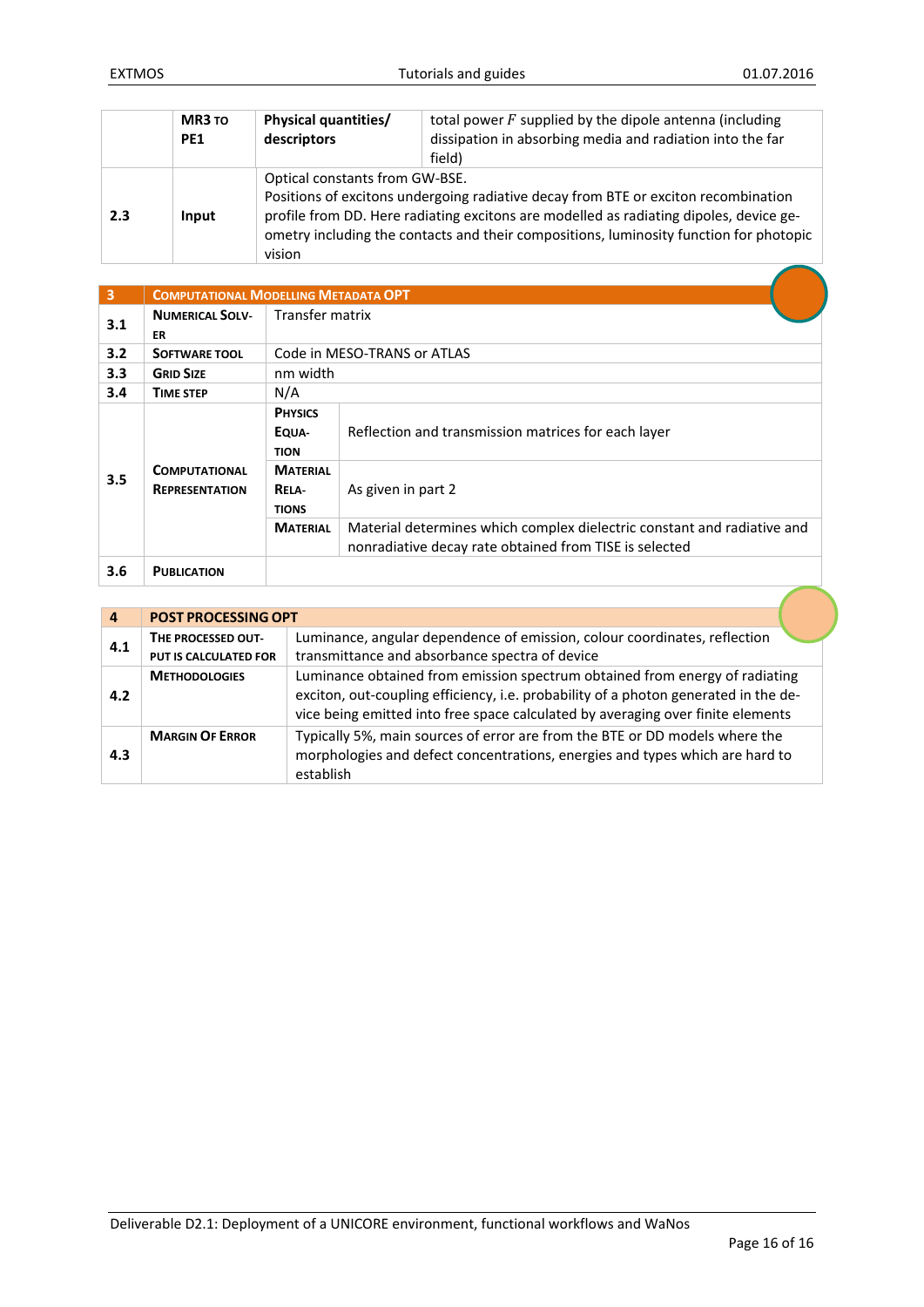| | | | |
|---|---|---|---|
| | **MR3 TO PE1** | **Physical quantities/ descriptors** | total power $F$ supplied by the dipole antenna (including dissipation in absorbing media and radiation into the far field) |
| **2.3** | **Input** | Optical constants from GW-BSE. Positions of excitons undergoing radiative decay from BTE or exciton recombination profile from DD. Here radiating excitons are modelled as radiating dipoles, device geometry including the contacts and their compositions, luminosity function for photopic vision | |

| **3** | **COMPUTATIONAL MODELLING METADATA OPT** | | |
|---|---|---|---|
| **3.1** | **NUMERICAL SOLVER** | Transfer matrix | |
| **3.2** | **SOFTWARE TOOL** | Code in MESO-TRANS or ATLAS | |
| **3.3** | **GRID SIZE** | nm width | |
| **3.4** | **TIME STEP** | N/A | |
| **3.5** | **COMPUTATIONAL REPRESENTATION** | **PHYSICS EQUATION** | Reflection and transmission matrices for each layer |
| | | **MATERIAL RELATIONS** | As given in part 2 |
| | | **MATERIAL** | Material determines which complex dielectric constant and radiative and nonradiative decay rate obtained from TISE is selected |
| **3.6** | **PUBLICATION** | | |

| **4** | **POST PROCESSING OPT** | |
|---|---|---|
| **4.1** | **THE PROCESSED OUTPUT IS CALCULATED FOR** | Luminance, angular dependence of emission, colour coordinates, reflection transmittance and absorbance spectra of device |
| **4.2** | **METHODOLOGIES** | Luminance obtained from emission spectrum obtained from energy of radiating exciton, out-coupling efficiency, i.e. probability of a photon generated in the device being emitted into free space calculated by averaging over finite elements |
| **4.3** | **MARGIN OF ERROR** | Typically 5%, main sources of error are from the BTE or DD models where the morphologies and defect concentrations, energies and types which are hard to establish |